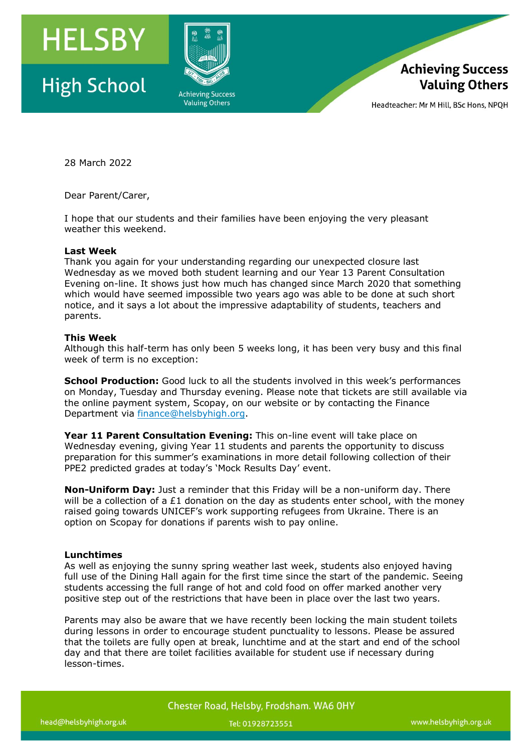# HELSBY High School

Achieving Success Valuing Others

Headteacher: Mr M Hill, BSc Hons, NPQH

28 March 2022

Dear Parent/Carer,

I hope that our students and their families have been enjoying the very pleasant weather this weekend.

**Last Week**

Thank you again for your understanding regarding our unexpected closure last Wednesday as we moved both student learning and our Year 13 Parent Consultation Evening on-line. It shows just how much has changed since March 2020 that something which would have seemed impossible two years ago was able to be done at such short notice, and it says a lot about the impressive adaptability of students, teachers and parents.

**This Week**

Although this half-term has only been 5 weeks long, it has been very busy and this final week of term is no exception:

**School Production:** Good luck to all the students involved in this week's performances on Monday, Tuesday and Thursday evening. Please note that tickets are still available via the online payment system, Scopay, on our website or by contacting the Finance Department via finance@helsbyhigh.org.

**Year 11 Parent Consultation Evening:** This on-line event will take place on Wednesday evening, giving Year 11 students and parents the opportunity to discuss preparation for this summer's examinations in more detail following collection of their PPE2 predicted grades at today's 'Mock Results Day' event.

**Non-Uniform Day:** Just a reminder that this Friday will be a non-uniform day. There will be a collection of a £1 donation on the day as students enter school, with the money raised going towards UNICEF's work supporting refugees from Ukraine. There is an option on Scopay for donations if parents wish to pay online.

**Lunchtimes**

As well as enjoying the sunny spring weather last week, students also enjoyed having full use of the Dining Hall again for the first time since the start of the pandemic. Seeing students accessing the full range of hot and cold food on offer marked another very positive step out of the restrictions that have been in place over the last two years.

Parents may also be aware that we have recently been locking the main student toilets during lessons in order to encourage student punctuality to lessons. Please be assured that the toilets are fully open at break, lunchtime and at the start and end of the school day and that there are toilet facilities available for student use if necessary during lesson-times.

Chester Road, Helsby, Frodsham. WA6 0HY

head@helsbyhigh.org.uk Tel: 01928723551 www.helsbyhigh.org.uk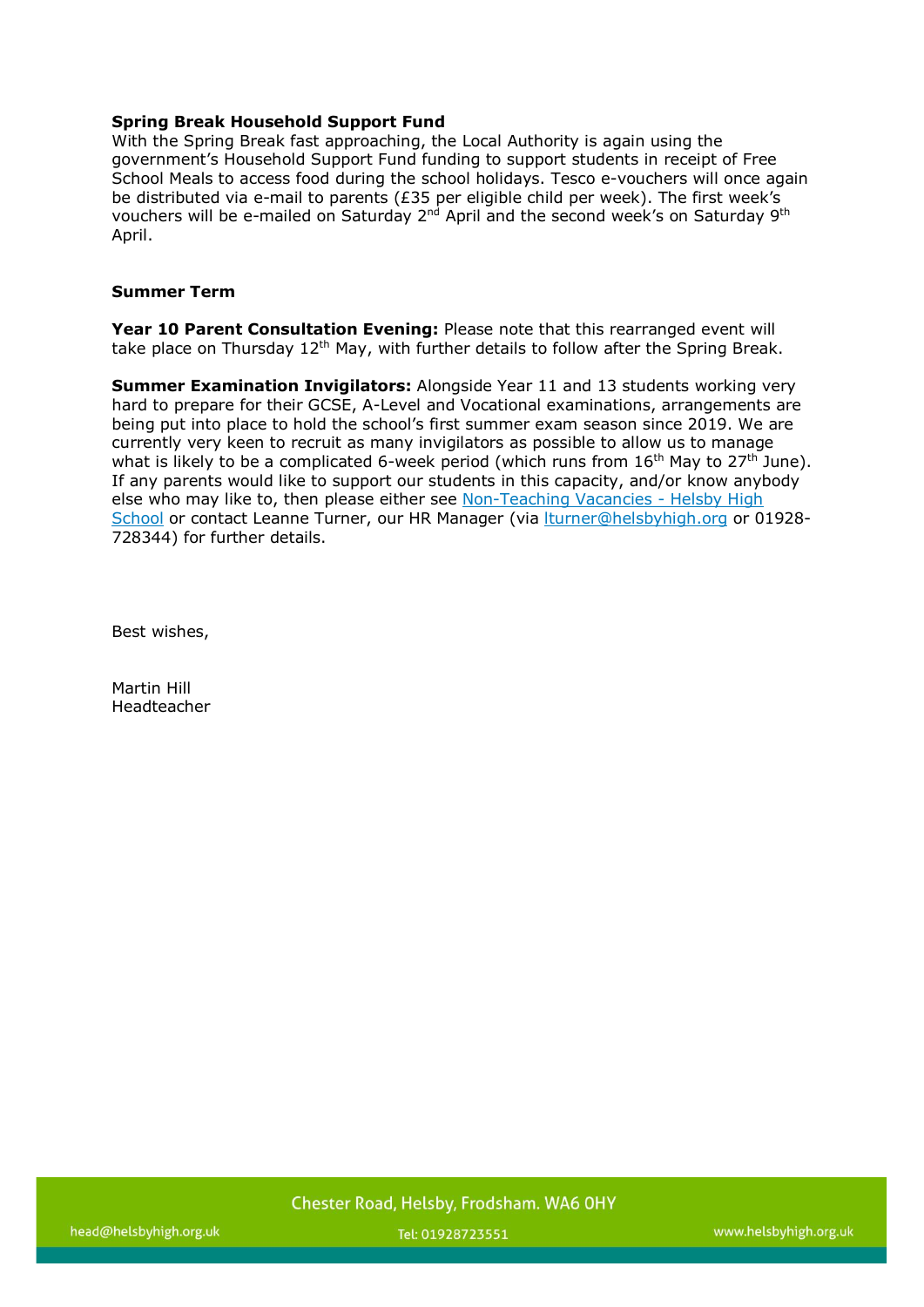**Spring Break Household Support Fund**
With the Spring Break fast approaching, the Local Authority is again using the government's Household Support Fund funding to support students in receipt of Free School Meals to access food during the school holidays. Tesco e-vouchers will once again be distributed via e-mail to parents (£35 per eligible child per week). The first week's vouchers will be e-mailed on Saturday 2nd April and the second week's on Saturday 9th April.

**Summer Term**

**Year 10 Parent Consultation Evening:** Please note that this rearranged event will take place on Thursday 12th May, with further details to follow after the Spring Break.

**Summer Examination Invigilators:** Alongside Year 11 and 13 students working very hard to prepare for their GCSE, A-Level and Vocational examinations, arrangements are being put into place to hold the school's first summer exam season since 2019. We are currently very keen to recruit as many invigilators as possible to allow us to manage what is likely to be a complicated 6-week period (which runs from 16th May to 27th June). If any parents would like to support our students in this capacity, and/or know anybody else who may like to, then please either see Non-Teaching Vacancies - Helsby High School or contact Leanne Turner, our HR Manager (via lturner@helsbyhigh.org or 01928-728344) for further details.

Best wishes,

Martin Hill
Headteacher